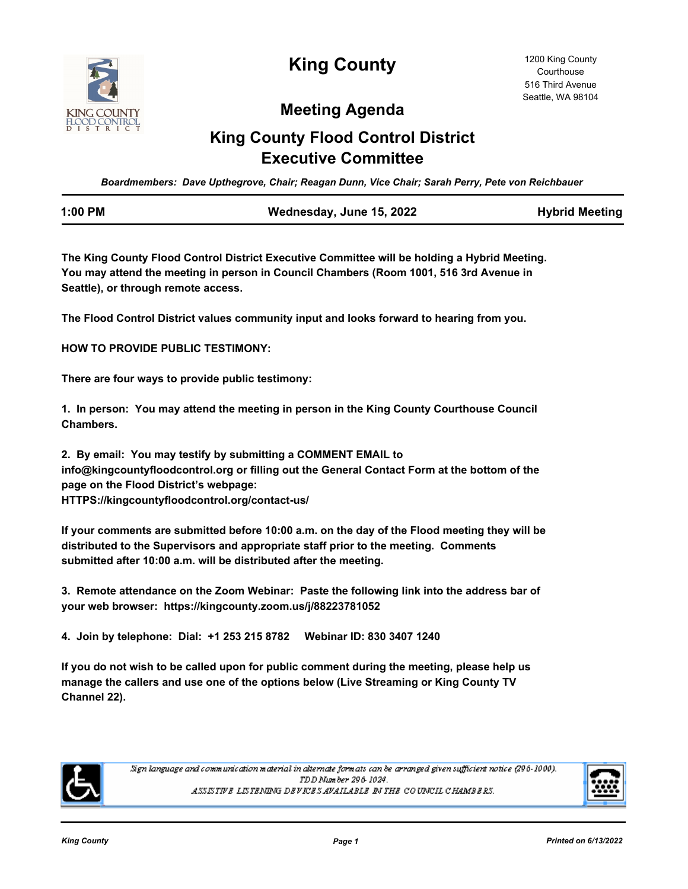# King County

1200 King County Courthouse
516 Third Avenue
Seattle, WA 98104

## Meeting Agenda

## King County Flood Control District Executive Committee

*Boardmembers: Dave Upthegrove, Chair; Reagan Dunn, Vice Chair; Sarah Perry, Pete von Reichbauer*

| 1:00 PM | Wednesday, June 15, 2022 | Hybrid Meeting |
| --- | --- | --- |

**The King County Flood Control District Executive Committee will be holding a Hybrid Meeting. You may attend the meeting in person in Council Chambers (Room 1001, 516 3rd Avenue in Seattle), or through remote access.**

**The Flood Control District values community input and looks forward to hearing from you.**

**HOW TO PROVIDE PUBLIC TESTIMONY:**

**There are four ways to provide public testimony:**

**1. In person: You may attend the meeting in person in the King County Courthouse Council Chambers.**

**2. By email: You may testify by submitting a COMMENT EMAIL to info@kingcountyfloodcontrol.org or filling out the General Contact Form at the bottom of the page on the Flood District's webpage: HTTPS://kingcountyfloodcontrol.org/contact-us/**

**If your comments are submitted before 10:00 a.m. on the day of the Flood meeting they will be distributed to the Supervisors and appropriate staff prior to the meeting. Comments submitted after 10:00 a.m. will be distributed after the meeting.**

**3. Remote attendance on the Zoom Webinar: Paste the following link into the address bar of your web browser: https://kingcounty.zoom.us/j/88223781052**

**4. Join by telephone: Dial: +1 253 215 8782 Webinar ID: 830 3407 1240**

**If you do not wish to be called upon for public comment during the meeting, please help us manage the callers and use one of the options below (Live Streaming or King County TV Channel 22).**

*Sign language and communication material in alternate formats can be arranged given sufficient notice (296-1000). TDD Number 296-1024. ASSISTIVE LISTENING DEVICES AVAILABLE IN THE COUNCIL CHAMBERS.*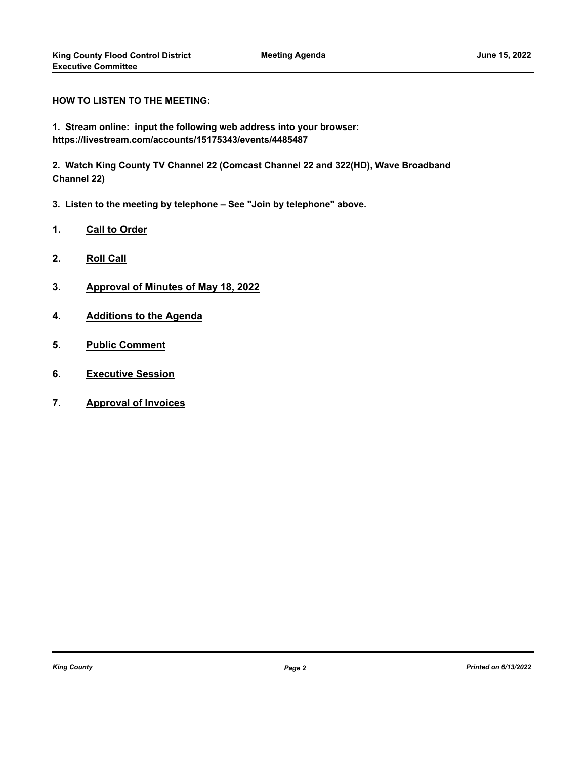**HOW TO LISTEN TO THE MEETING:**

**1. Stream online: input the following web address into your browser: https://livestream.com/accounts/15175343/events/4485487**

**2. Watch King County TV Channel 22 (Comcast Channel 22 and 322(HD), Wave Broadband Channel 22)**

**3. Listen to the meeting by telephone – See "Join by telephone" above.**

1. **Call to Order**
2. **Roll Call**
3. **Approval of Minutes of May 18, 2022**
4. **Additions to the Agenda**
5. **Public Comment**
6. **Executive Session**
7. **Approval of Invoices**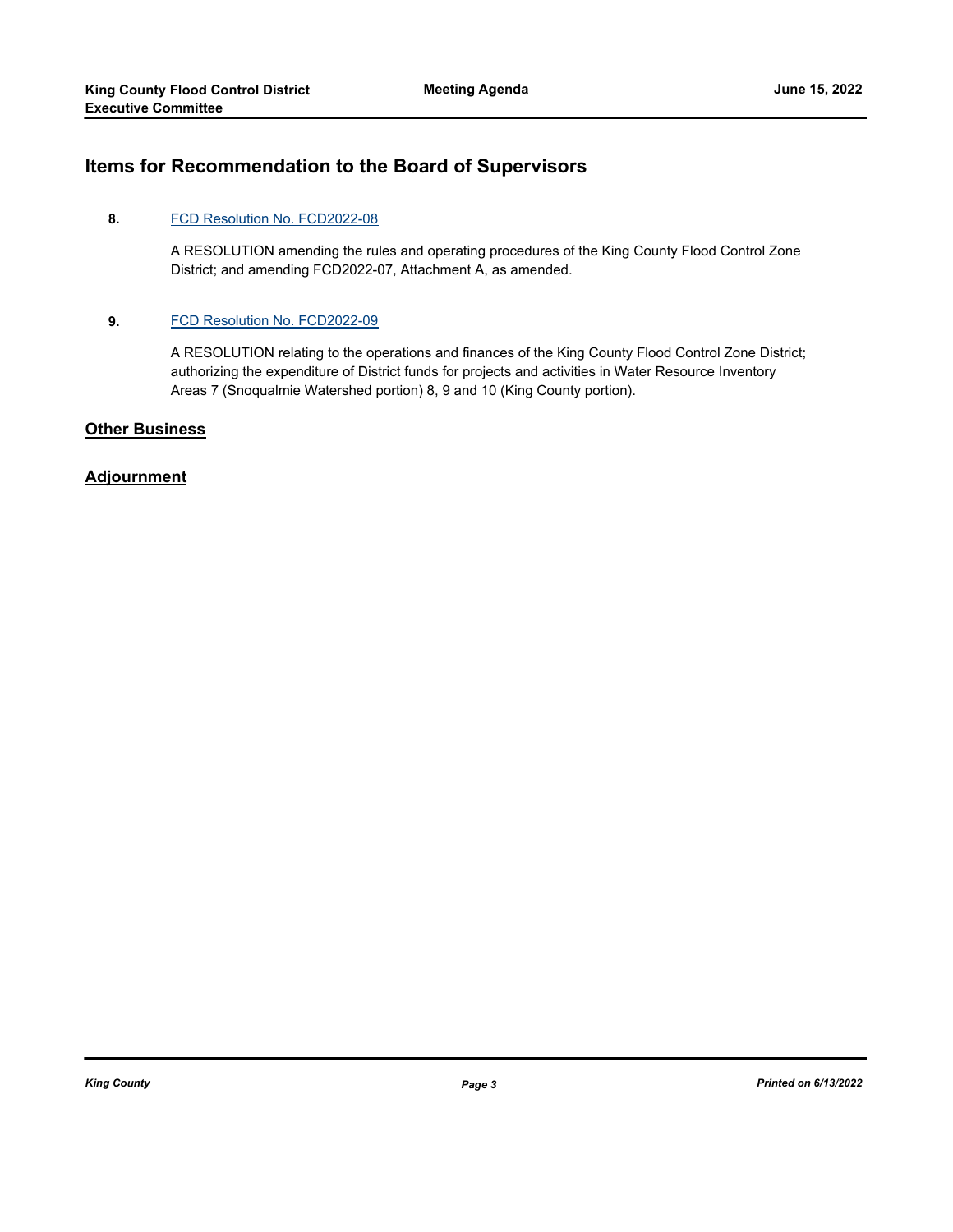## Items for Recommendation to the Board of Supervisors

**8.** [FCD Resolution No. FCD2022-08]

A RESOLUTION amending the rules and operating procedures of the King County Flood Control Zone District; and amending FCD2022-07, Attachment A, as amended.

**9.** [FCD Resolution No. FCD2022-09]

A RESOLUTION relating to the operations and finances of the King County Flood Control Zone District; authorizing the expenditure of District funds for projects and activities in Water Resource Inventory Areas 7 (Snoqualmie Watershed portion) 8, 9 and 10 (King County portion).

## Other Business

## Adjournment